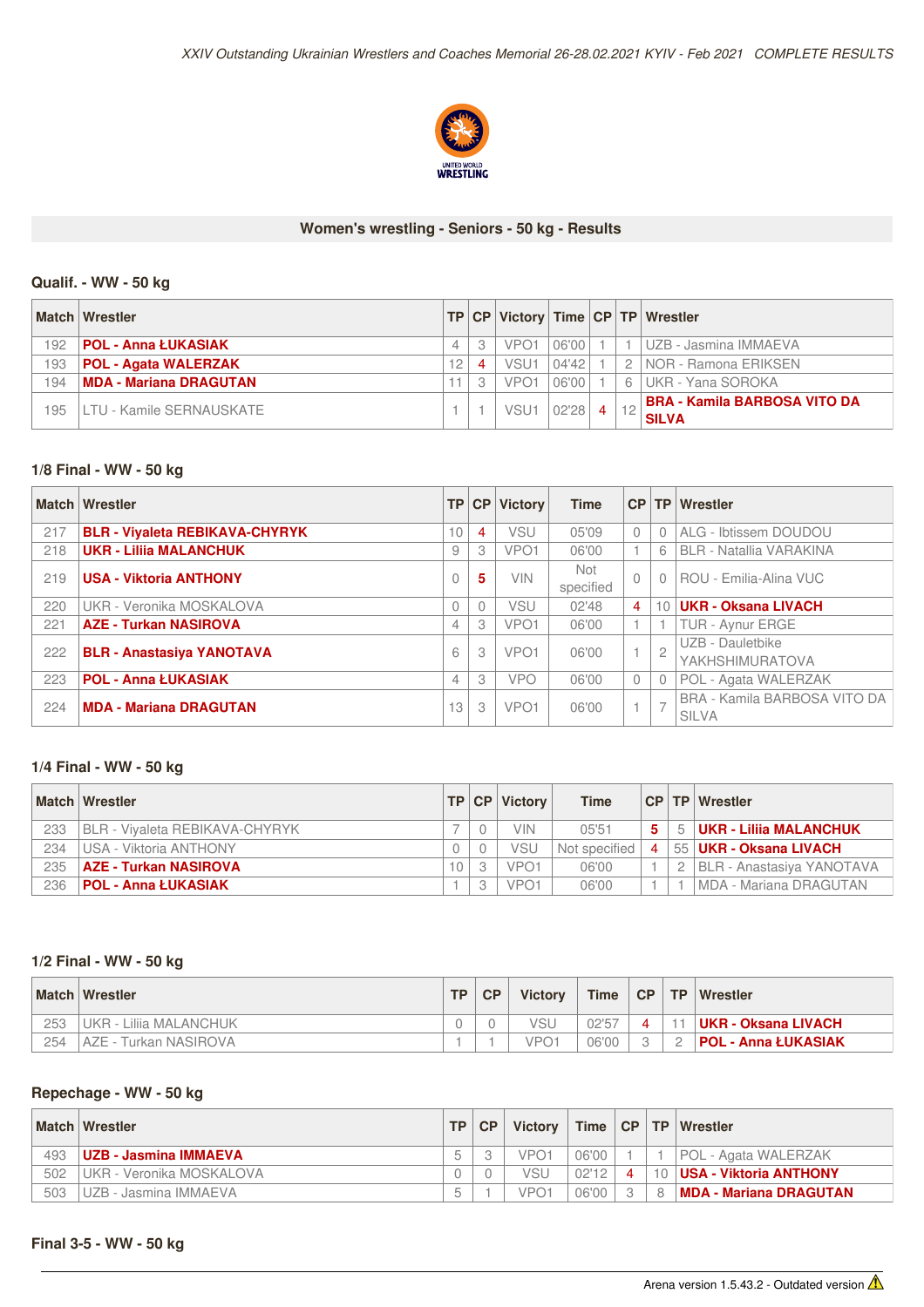## Women's wrestling - Seniors - 50 kg - Results

### Qualif. - WW - 50 kg

| Match | Wrestler | TP | CP | Victory | Time | CP | TP | Wrestler |
|---|---|---|---|---|---|---|---|---|
| 192 | **POL - Anna ŁUKASIAK** | 4 | 3 | VPO1 | 06'00 | 1 | 1 | UZB - Jasmina IMMAEVA |
| 193 | **POL - Agata WALERZAK** | 12 | 4 | VSU1 | 04'42 | 1 | 2 | NOR - Ramona ERIKSEN |
| 194 | **MDA - Mariana DRAGUTAN** | 11 | 3 | VPO1 | 06'00 | 1 | 6 | UKR - Yana SOROKA |
| 195 | LTU - Kamile SERNAUSKATE | 1 | 1 | VSU1 | 02'28 | 4 | 12 | **BRA - Kamila BARBOSA VITO DA SILVA** |

### 1/8 Final - WW - 50 kg

| Match | Wrestler | TP | CP | Victory | Time | CP | TP | Wrestler |
|---|---|---|---|---|---|---|---|---|
| 217 | **BLR - Viyaleta REBIKAVA-CHYRYK** | 10 | 4 | VSU | 05'09 | 0 | 0 | ALG - Ibtissem DOUDOU |
| 218 | **UKR - Liliia MALANCHUK** | 9 | 3 | VPO1 | 06'00 | 1 | 6 | BLR - Natallia VARAKINA |
| 219 | **USA - Viktoria ANTHONY** | 0 | 5 | VIN | Not specified | 0 | 0 | ROU - Emilia-Alina VUC |
| 220 | UKR - Veronika MOSKALOVA | 0 | 0 | VSU | 02'48 | 4 | 10 | **UKR - Oksana LIVACH** |
| 221 | **AZE - Turkan NASIROVA** | 4 | 3 | VPO1 | 06'00 | 1 | 1 | TUR - Aynur ERGE |
| 222 | **BLR - Anastasiya YANOTAVA** | 6 | 3 | VPO1 | 06'00 | 1 | 2 | UZB - Dauletbike YAKHSHIMURATOVA |
| 223 | **POL - Anna ŁUKASIAK** | 4 | 3 | VPO | 06'00 | 0 | 0 | POL - Agata WALERZAK |
| 224 | **MDA - Mariana DRAGUTAN** | 13 | 3 | VPO1 | 06'00 | 1 | 7 | BRA - Kamila BARBOSA VITO DA SILVA |

### 1/4 Final - WW - 50 kg

| Match | Wrestler | TP | CP | Victory | Time | CP | TP | Wrestler |
|---|---|---|---|---|---|---|---|---|
| 233 | BLR - Viyaleta REBIKAVA-CHYRYK | 7 | 0 | VIN | 05'51 | 5 | 5 | **UKR - Liliia MALANCHUK** |
| 234 | USA - Viktoria ANTHONY | 0 | 0 | VSU | Not specified | 4 | 55 | **UKR - Oksana LIVACH** |
| 235 | **AZE - Turkan NASIROVA** | 10 | 3 | VPO1 | 06'00 | 1 | 2 | BLR - Anastasiya YANOTAVA |
| 236 | **POL - Anna ŁUKASIAK** | 1 | 3 | VPO1 | 06'00 | 1 | 1 | MDA - Mariana DRAGUTAN |

### 1/2 Final - WW - 50 kg

| Match | Wrestler | TP | CP | Victory | Time | CP | TP | Wrestler |
|---|---|---|---|---|---|---|---|---|
| 253 | UKR - Liliia MALANCHUK | 0 | 0 | VSU | 02'57 | 4 | 11 | **UKR - Oksana LIVACH** |
| 254 | AZE - Turkan NASIROVA | 1 | 1 | VPO1 | 06'00 | 3 | 2 | **POL - Anna ŁUKASIAK** |

### Repechage - WW - 50 kg

| Match | Wrestler | TP | CP | Victory | Time | CP | TP | Wrestler |
|---|---|---|---|---|---|---|---|---|
| 493 | **UZB - Jasmina IMMAEVA** | 5 | 3 | VPO1 | 06'00 | 1 | 1 | POL - Agata WALERZAK |
| 502 | UKR - Veronika MOSKALOVA | 0 | 0 | VSU | 02'12 | 4 | 10 | **USA - Viktoria ANTHONY** |
| 503 | UZB - Jasmina IMMAEVA | 5 | 1 | VPO1 | 06'00 | 3 | 8 | **MDA - Mariana DRAGUTAN** |

### Final 3-5 - WW - 50 kg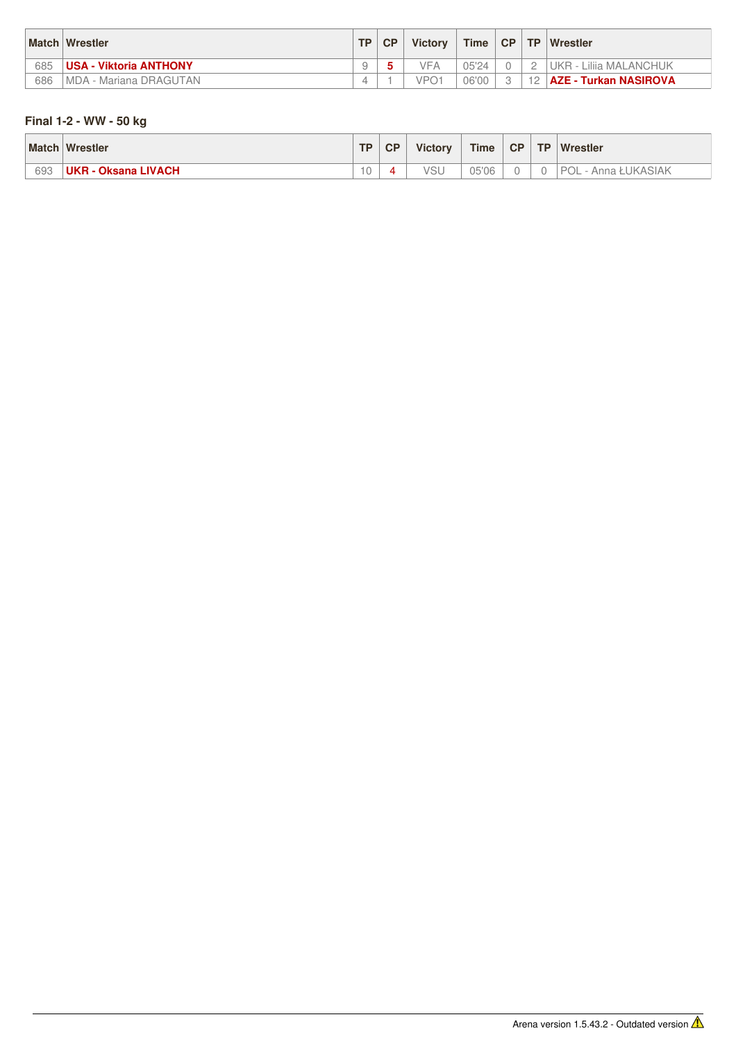| Match | Wrestler | TP | CP | Victory | Time | CP | TP | Wrestler |
|---|---|---|---|---|---|---|---|---|
| 685 | **USA - Viktoria ANTHONY** | 9 | **5** | VFA | 05'24 | 0 | 2 | UKR - Liliia MALANCHUK |
| 686 | MDA - Mariana DRAGUTAN | 4 | 1 | VPO1 | 06'00 | 3 | 12 | **AZE - Turkan NASIROVA** |

### Final 1-2 - WW - 50 kg

| Match | Wrestler | TP | CP | Victory | Time | CP | TP | Wrestler |
|---|---|---|---|---|---|---|---|---|
| 693 | **UKR - Oksana LIVACH** | 10 | 4 | VSU | 05'06 | 0 | 0 | POL - Anna ŁUKASIAK |

Arena version 1.5.43.2 - Outdated version ⚠